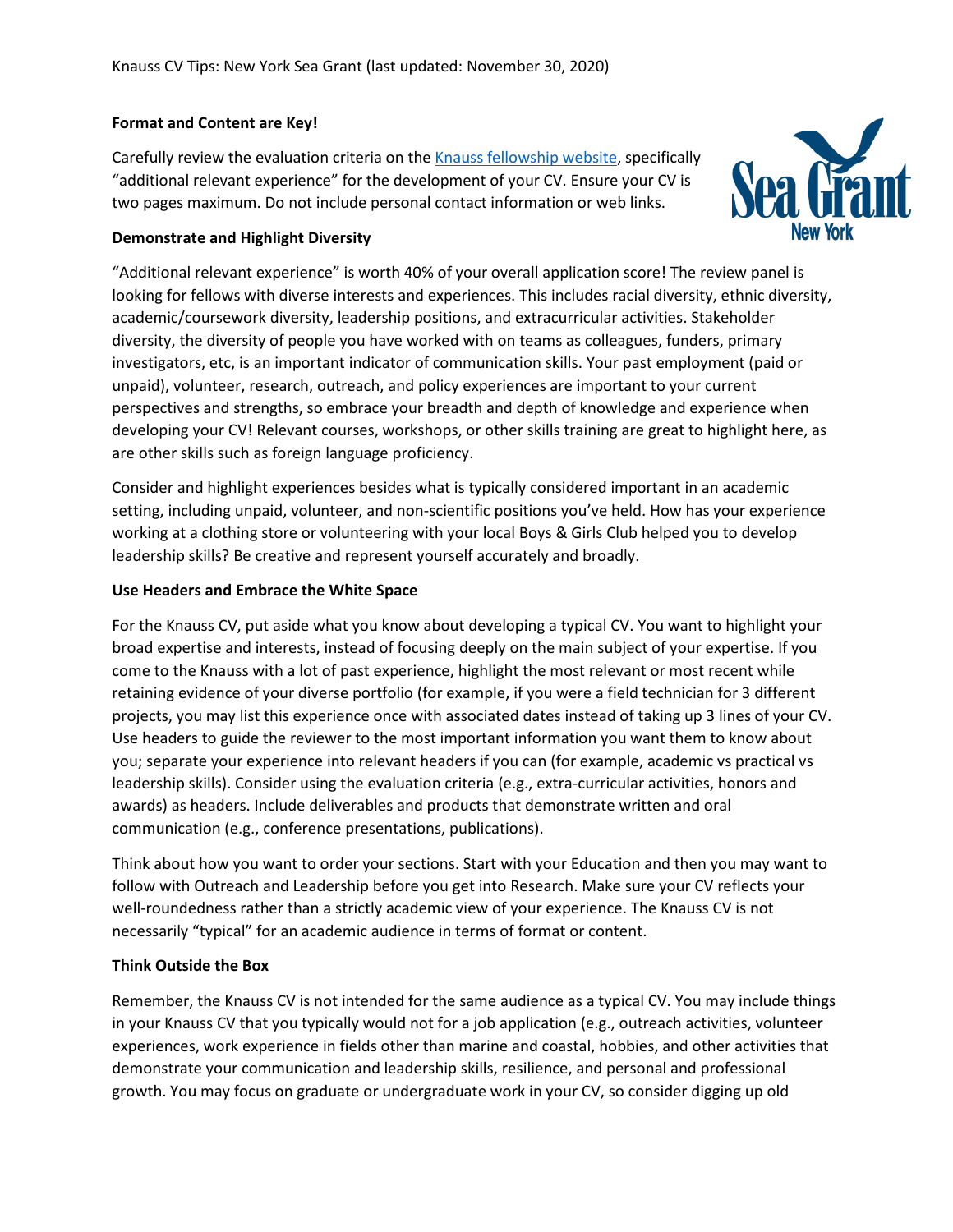Knauss CV Tips: New York Sea Grant (last updated: November 30, 2020)

**Format and Content are Key!**

Carefully review the evaluation criteria on the [Knauss fellowship website](), specifically "additional relevant experience" for the development of your CV. Ensure your CV is two pages maximum. Do not include personal contact information or web links.

**Demonstrate and Highlight Diversity**

"Additional relevant experience" is worth 40% of your overall application score! The review panel is looking for fellows with diverse interests and experiences. This includes racial diversity, ethnic diversity, academic/coursework diversity, leadership positions, and extracurricular activities. Stakeholder diversity, the diversity of people you have worked with on teams as colleagues, funders, primary investigators, etc, is an important indicator of communication skills. Your past employment (paid or unpaid), volunteer, research, outreach, and policy experiences are important to your current perspectives and strengths, so embrace your breadth and depth of knowledge and experience when developing your CV! Relevant courses, workshops, or other skills training are great to highlight here, as are other skills such as foreign language proficiency.

Consider and highlight experiences besides what is typically considered important in an academic setting, including unpaid, volunteer, and non-scientific positions you've held. How has your experience working at a clothing store or volunteering with your local Boys & Girls Club helped you to develop leadership skills? Be creative and represent yourself accurately and broadly.

**Use Headers and Embrace the White Space**

For the Knauss CV, put aside what you know about developing a typical CV. You want to highlight your broad expertise and interests, instead of focusing deeply on the main subject of your expertise. If you come to the Knauss with a lot of past experience, highlight the most relevant or most recent while retaining evidence of your diverse portfolio (for example, if you were a field technician for 3 different projects, you may list this experience once with associated dates instead of taking up 3 lines of your CV. Use headers to guide the reviewer to the most important information you want them to know about you; separate your experience into relevant headers if you can (for example, academic vs practical vs leadership skills). Consider using the evaluation criteria (e.g., extra-curricular activities, honors and awards) as headers. Include deliverables and products that demonstrate written and oral communication (e.g., conference presentations, publications).

Think about how you want to order your sections. Start with your Education and then you may want to follow with Outreach and Leadership before you get into Research. Make sure your CV reflects your well-roundedness rather than a strictly academic view of your experience. The Knauss CV is not necessarily "typical" for an academic audience in terms of format or content.

**Think Outside the Box**

Remember, the Knauss CV is not intended for the same audience as a typical CV. You may include things in your Knauss CV that you typically would not for a job application (e.g., outreach activities, volunteer experiences, work experience in fields other than marine and coastal, hobbies, and other activities that demonstrate your communication and leadership skills, resilience, and personal and professional growth. You may focus on graduate or undergraduate work in your CV, so consider digging up old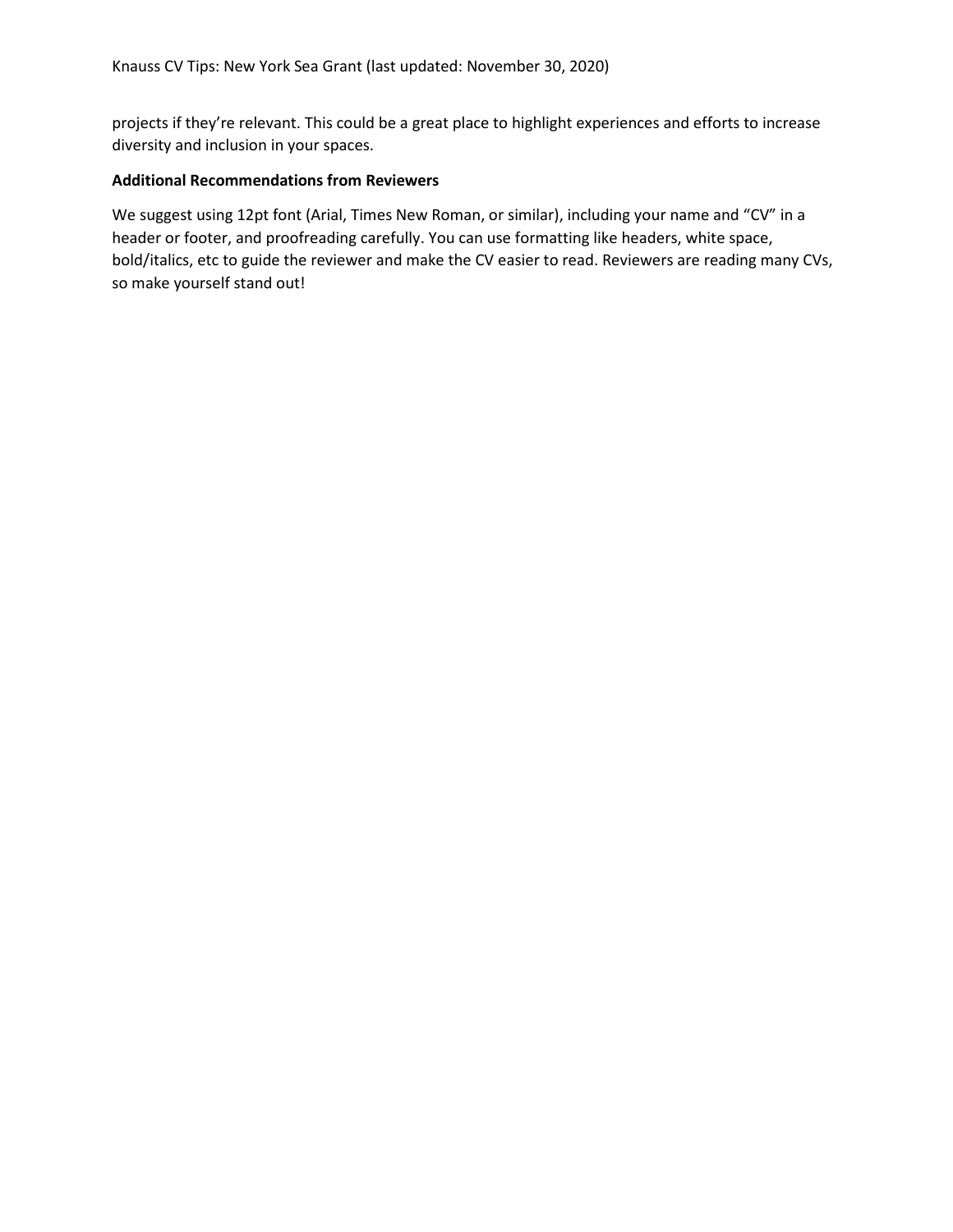projects if they're relevant. This could be a great place to highlight experiences and efforts to increase diversity and inclusion in your spaces.

**Additional Recommendations from Reviewers**

We suggest using 12pt font (Arial, Times New Roman, or similar), including your name and "CV" in a header or footer, and proofreading carefully. You can use formatting like headers, white space, bold/italics, etc to guide the reviewer and make the CV easier to read. Reviewers are reading many CVs, so make yourself stand out!